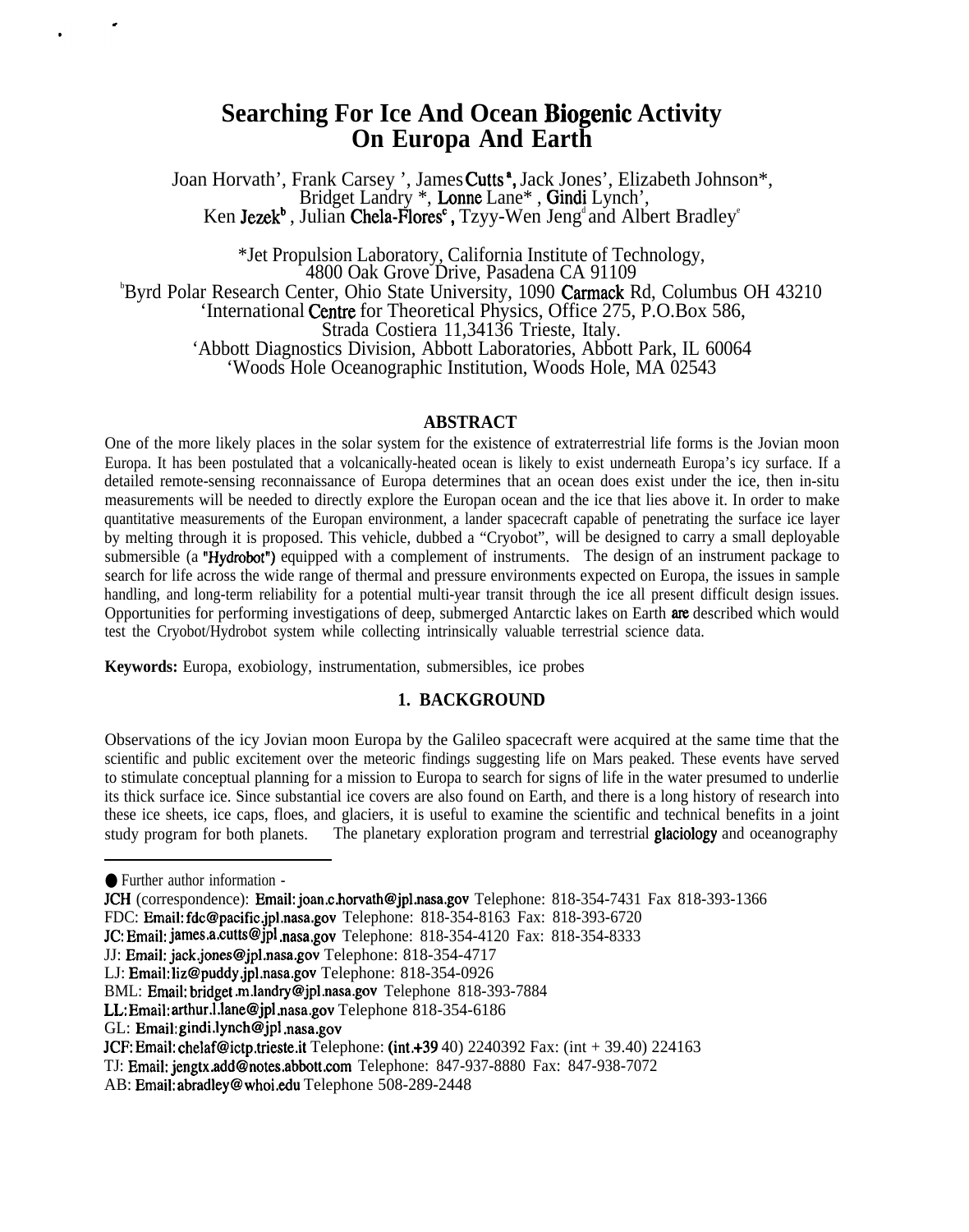# Searching For Ice And Ocean Biogenic Activity On Europa And Earth

Joan Horvath', Frank Carsey ', James Cutts[a], Jack Jones', Elizabeth Johnson*, Bridget Landry *, Lonne Lane* , Gindi Lynch', Ken Jezek[b] , Julian Chela-Flores[c] , Tzyy-Wen Jeng[d] and Albert Bradley[e]

*Jet Propulsion Laboratory, California Institute of Technology, 4800 Oak Grove Drive, Pasadena CA 91109
[b]Byrd Polar Research Center, Ohio State University, 1090 Carmack Rd, Columbus OH 43210
'International Centre for Theoretical Physics, Office 275, P.O.Box 586, Strada Costiera 11,34136 Trieste, Italy.
'Abbott Diagnostics Division, Abbott Laboratories, Abbott Park, IL 60064
'Woods Hole Oceanographic Institution, Woods Hole, MA 02543

## ABSTRACT

One of the more likely places in the solar system for the existence of extraterrestrial life forms is the Jovian moon Europa. It has been postulated that a volcanically-heated ocean is likely to exist underneath Europa's icy surface. If a detailed remote-sensing reconnaissance of Europa determines that an ocean does exist under the ice, then in-situ measurements will be needed to directly explore the Europan ocean and the ice that lies above it. In order to make quantitative measurements of the Europan environment, a lander spacecraft capable of penetrating the surface ice layer by melting through it is proposed. This vehicle, dubbed a "Cryobot", will be designed to carry a small deployable submersible (a "Hydrobot") equipped with a complement of instruments. The design of an instrument package to search for life across the wide range of thermal and pressure environments expected on Europa, the issues in sample handling, and long-term reliability for a potential multi-year transit through the ice all present difficult design issues. Opportunities for performing investigations of deep, submerged Antarctic lakes on Earth are described which would test the Cryobot/Hydrobot system while collecting intrinsically valuable terrestrial science data.

**Keywords:** Europa, exobiology, instrumentation, submersibles, ice probes

## 1. BACKGROUND

Observations of the icy Jovian moon Europa by the Galileo spacecraft were acquired at the same time that the scientific and public excitement over the meteoric findings suggesting life on Mars peaked. These events have served to stimulate conceptual planning for a mission to Europa to search for signs of life in the water presumed to underlie its thick surface ice. Since substantial ice covers are also found on Earth, and there is a long history of research into these ice sheets, ice caps, floes, and glaciers, it is useful to examine the scientific and technical benefits in a joint study program for both planets. The planetary exploration program and terrestrial glaciology and oceanography

---

● Further author information -
JCH (correspondence): Email: joan.c.horvath@jpl.nasa.gov Telephone: 818-354-7431 Fax 818-393-1366
FDC: Email: fdc@pacific.jpl.nasa.gov Telephone: 818-354-8163 Fax: 818-393-6720
JC: Email: james.a.cutts@jpl.nasa.gov Telephone: 818-354-4120 Fax: 818-354-8333
JJ: Email: jack.jones@jpl.nasa.gov Telephone: 818-354-4717
LJ: Email: liz@puddy.jpl.nasa.gov Telephone: 818-354-0926
BML: Email: bridget.m.landry@jpl.nasa.gov Telephone 818-393-7884
LL: Email: arthur.l.lane@jpl.nasa.gov Telephone 818-354-6186
GL: Email: gindi.lynch@jpl.nasa.gov
JCF: Email: chelaf@ictp.trieste.it Telephone: (int.+39 40) 2240392 Fax: (int + 39.40) 224163
TJ: Email: jengtx.add@notes.abbott.com Telephone: 847-937-8880 Fax: 847-938-7072
AB: Email: abradley@whoi.edu Telephone 508-289-2448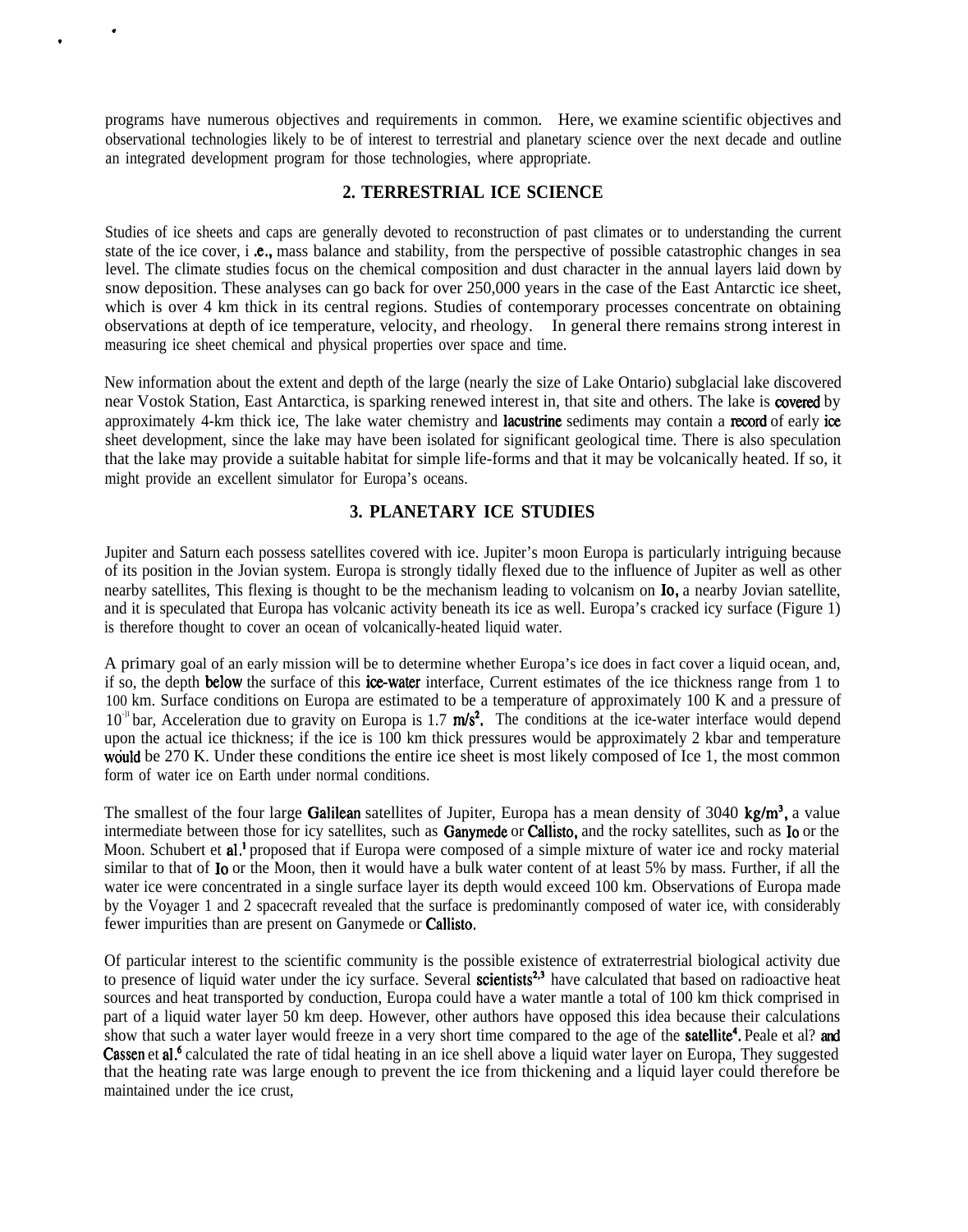programs have numerous objectives and requirements in common. Here, we examine scientific objectives and observational technologies likely to be of interest to terrestrial and planetary science over the next decade and outline an integrated development program for those technologies, where appropriate.

## 2. TERRESTRIAL ICE SCIENCE

Studies of ice sheets and caps are generally devoted to reconstruction of past climates or to understanding the current state of the ice cover, i .e., mass balance and stability, from the perspective of possible catastrophic changes in sea level. The climate studies focus on the chemical composition and dust character in the annual layers laid down by snow deposition. These analyses can go back for over 250,000 years in the case of the East Antarctic ice sheet, which is over 4 km thick in its central regions. Studies of contemporary processes concentrate on obtaining observations at depth of ice temperature, velocity, and rheology. In general there remains strong interest in measuring ice sheet chemical and physical properties over space and time.

New information about the extent and depth of the large (nearly the size of Lake Ontario) subglacial lake discovered near Vostok Station, East Antarctica, is sparking renewed interest in, that site and others. The lake is covered by approximately 4-km thick ice, The lake water chemistry and lacustrine sediments may contain a record of early ice sheet development, since the lake may have been isolated for significant geological time. There is also speculation that the lake may provide a suitable habitat for simple life-forms and that it may be volcanically heated. If so, it might provide an excellent simulator for Europa's oceans.

## 3. PLANETARY ICE STUDIES

Jupiter and Saturn each possess satellites covered with ice. Jupiter's moon Europa is particularly intriguing because of its position in the Jovian system. Europa is strongly tidally flexed due to the influence of Jupiter as well as other nearby satellites, This flexing is thought to be the mechanism leading to volcanism on Io, a nearby Jovian satellite, and it is speculated that Europa has volcanic activity beneath its ice as well. Europa's cracked icy surface (Figure 1) is therefore thought to cover an ocean of volcanically-heated liquid water.

A primary goal of an early mission will be to determine whether Europa's ice does in fact cover a liquid ocean, and, if so, the depth below the surface of this ice-water interface, Current estimates of the ice thickness range from 1 to 100 km. Surface conditions on Europa are estimated to be a temperature of approximately 100 K and a pressure of $10^{-11}$ bar, Acceleration due to gravity on Europa is 1.7 $m/s^2$. The conditions at the ice-water interface would depend upon the actual ice thickness; if the ice is 100 km thick pressures would be approximately 2 kbar and temperature would be 270 K. Under these conditions the entire ice sheet is most likely composed of Ice 1, the most common form of water ice on Earth under normal conditions.

The smallest of the four large Galilean satellites of Jupiter, Europa has a mean density of 3040 $kg/m^3$, a value intermediate between those for icy satellites, such as Ganymede or Callisto, and the rocky satellites, such as Io or the Moon. Schubert et al.[1] proposed that if Europa were composed of a simple mixture of water ice and rocky material similar to that of Io or the Moon, then it would have a bulk water content of at least 5% by mass. Further, if all the water ice were concentrated in a single surface layer its depth would exceed 100 km. Observations of Europa made by the Voyager 1 and 2 spacecraft revealed that the surface is predominantly composed of water ice, with considerably fewer impurities than are present on Ganymede or Callisto.

Of particular interest to the scientific community is the possible existence of extraterrestrial biological activity due to presence of liquid water under the icy surface. Several scientists[2,3] have calculated that based on radioactive heat sources and heat transported by conduction, Europa could have a water mantle a total of 100 km thick comprised in part of a liquid water layer 50 km deep. However, other authors have opposed this idea because their calculations show that such a water layer would freeze in a very short time compared to the age of the satellite[4]. Peale et al? and Cassen et al.[6] calculated the rate of tidal heating in an ice shell above a liquid water layer on Europa, They suggested that the heating rate was large enough to prevent the ice from thickening and a liquid layer could therefore be maintained under the ice crust,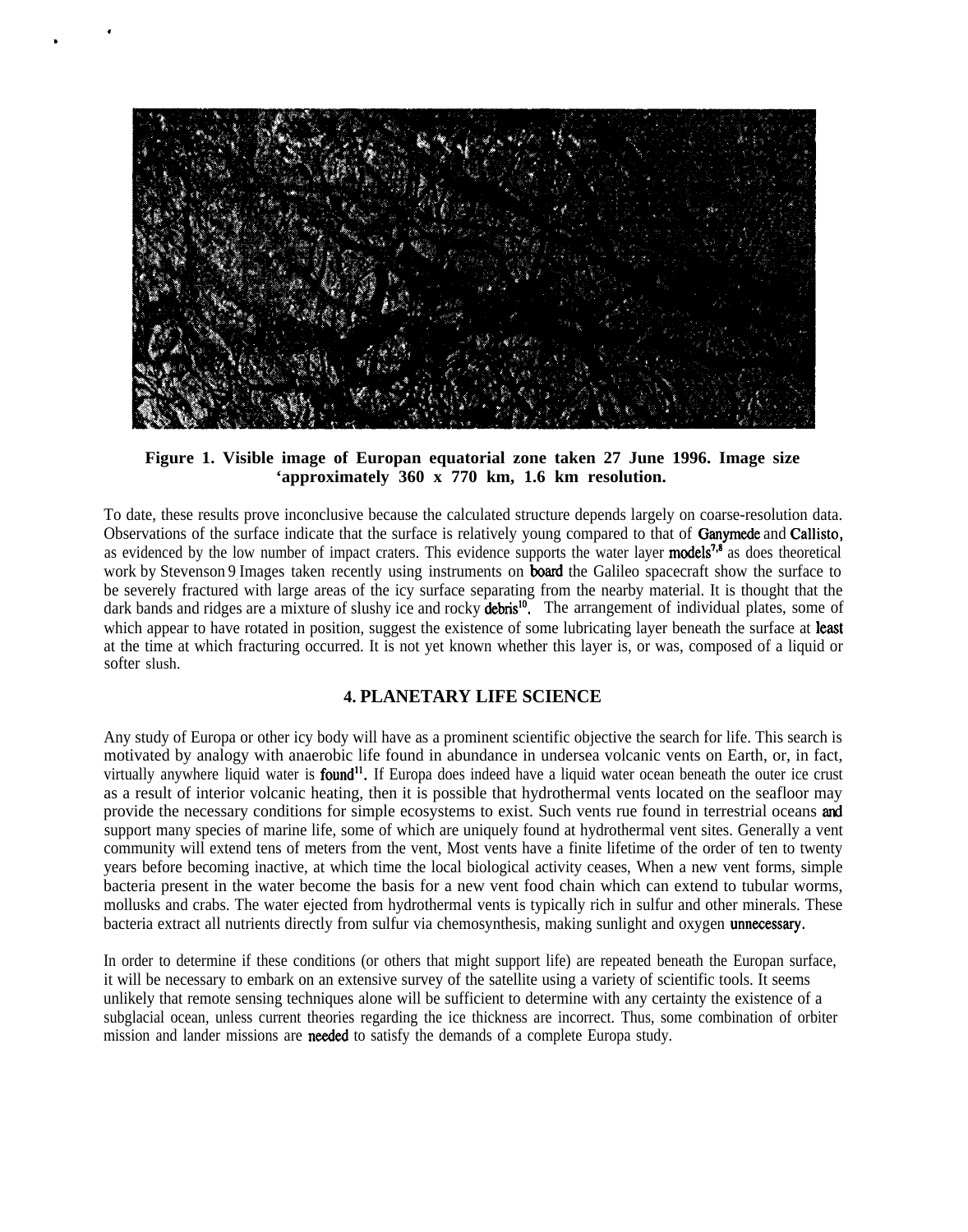**Figure 1. Visible image of Europan equatorial zone taken 27 June 1996. Image size 'approximately 360 x 770 km, 1.6 km resolution.**

To date, these results prove inconclusive because the calculated structure depends largely on coarse-resolution data. Observations of the surface indicate that the surface is relatively young compared to that of Ganymede and Callisto, as evidenced by the low number of impact craters. This evidence supports the water layer models[7,8] as does theoretical work by Stevenson 9 Images taken recently using instruments on board the Galileo spacecraft show the surface to be severely fractured with large areas of the icy surface separating from the nearby material. It is thought that the dark bands and ridges are a mixture of slushy ice and rocky debris[10]. The arrangement of individual plates, some of which appear to have rotated in position, suggest the existence of some lubricating layer beneath the surface at least at the time at which fracturing occurred. It is not yet known whether this layer is, or was, composed of a liquid or softer slush.

## 4. PLANETARY LIFE SCIENCE

Any study of Europa or other icy body will have as a prominent scientific objective the search for life. This search is motivated by analogy with anaerobic life found in abundance in undersea volcanic vents on Earth, or, in fact, virtually anywhere liquid water is found[11]. If Europa does indeed have a liquid water ocean beneath the outer ice crust as a result of interior volcanic heating, then it is possible that hydrothermal vents located on the seafloor may provide the necessary conditions for simple ecosystems to exist. Such vents rue found in terrestrial oceans and support many species of marine life, some of which are uniquely found at hydrothermal vent sites. Generally a vent community will extend tens of meters from the vent, Most vents have a finite lifetime of the order of ten to twenty years before becoming inactive, at which time the local biological activity ceases, When a new vent forms, simple bacteria present in the water become the basis for a new vent food chain which can extend to tubular worms, mollusks and crabs. The water ejected from hydrothermal vents is typically rich in sulfur and other minerals. These bacteria extract all nutrients directly from sulfur via chemosynthesis, making sunlight and oxygen unnecessary.

In order to determine if these conditions (or others that might support life) are repeated beneath the Europan surface, it will be necessary to embark on an extensive survey of the satellite using a variety of scientific tools. It seems unlikely that remote sensing techniques alone will be sufficient to determine with any certainty the existence of a subglacial ocean, unless current theories regarding the ice thickness are incorrect. Thus, some combination of orbiter mission and lander missions are needed to satisfy the demands of a complete Europa study.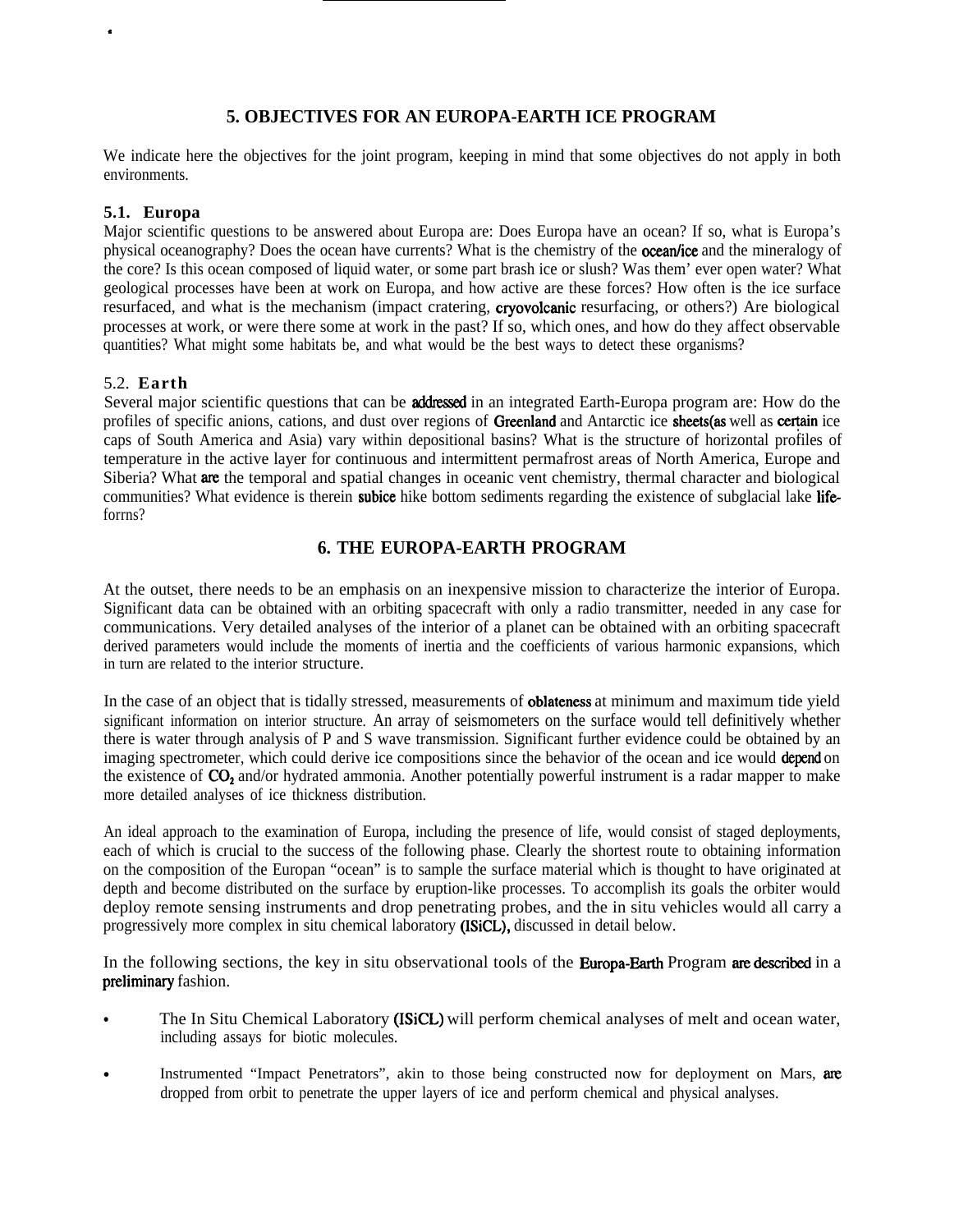## 5. OBJECTIVES FOR AN EUROPA-EARTH ICE PROGRAM

We indicate here the objectives for the joint program, keeping in mind that some objectives do not apply in both environments.

### 5.1. Europa

Major scientific questions to be answered about Europa are: Does Europa have an ocean? If so, what is Europa's physical oceanography? Does the ocean have currents? What is the chemistry of the ocean/ice and the mineralogy of the core? Is this ocean composed of liquid water, or some part brash ice or slush? Was them' ever open water? What geological processes have been at work on Europa, and how active are these forces? How often is the ice surface resurfaced, and what is the mechanism (impact cratering, cryovolcanic resurfacing, or others?) Are biological processes at work, or were there some at work in the past? If so, which ones, and how do they affect observable quantities? What might some habitats be, and what would be the best ways to detect these organisms?

### 5.2. Earth

Several major scientific questions that can be addressed in an integrated Earth-Europa program are: How do the profiles of specific anions, cations, and dust over regions of Greenland and Antarctic ice sheets(as well as certain ice caps of South America and Asia) vary within depositional basins? What is the structure of horizontal profiles of temperature in the active layer for continuous and intermittent permafrost areas of North America, Europe and Siberia? What are the temporal and spatial changes in oceanic vent chemistry, thermal character and biological communities? What evidence is therein subice hike bottom sediments regarding the existence of subglacial lake life-forrns?

## 6. THE EUROPA-EARTH PROGRAM

At the outset, there needs to be an emphasis on an inexpensive mission to characterize the interior of Europa. Significant data can be obtained with an orbiting spacecraft with only a radio transmitter, needed in any case for communications. Very detailed analyses of the interior of a planet can be obtained with an orbiting spacecraft derived parameters would include the moments of inertia and the coefficients of various harmonic expansions, which in turn are related to the interior structure.

In the case of an object that is tidally stressed, measurements of oblateness at minimum and maximum tide yield significant information on interior structure. An array of seismometers on the surface would tell definitively whether there is water through analysis of P and S wave transmission. Significant further evidence could be obtained by an imaging spectrometer, which could derive ice compositions since the behavior of the ocean and ice would depend on the existence of $CO_2$ and/or hydrated ammonia. Another potentially powerful instrument is a radar mapper to make more detailed analyses of ice thickness distribution.

An ideal approach to the examination of Europa, including the presence of life, would consist of staged deployments, each of which is crucial to the success of the following phase. Clearly the shortest route to obtaining information on the composition of the Europan "ocean" is to sample the surface material which is thought to have originated at depth and become distributed on the surface by eruption-like processes. To accomplish its goals the orbiter would deploy remote sensing instruments and drop penetrating probes, and the in situ vehicles would all carry a progressively more complex in situ chemical laboratory (ISiCL), discussed in detail below.

In the following sections, the key in situ observational tools of the Europa-Earth Program are described in a preliminary fashion.

- The In Situ Chemical Laboratory (ISiCL) will perform chemical analyses of melt and ocean water, including assays for biotic molecules.
- Instrumented "Impact Penetrators", akin to those being constructed now for deployment on Mars, are dropped from orbit to penetrate the upper layers of ice and perform chemical and physical analyses.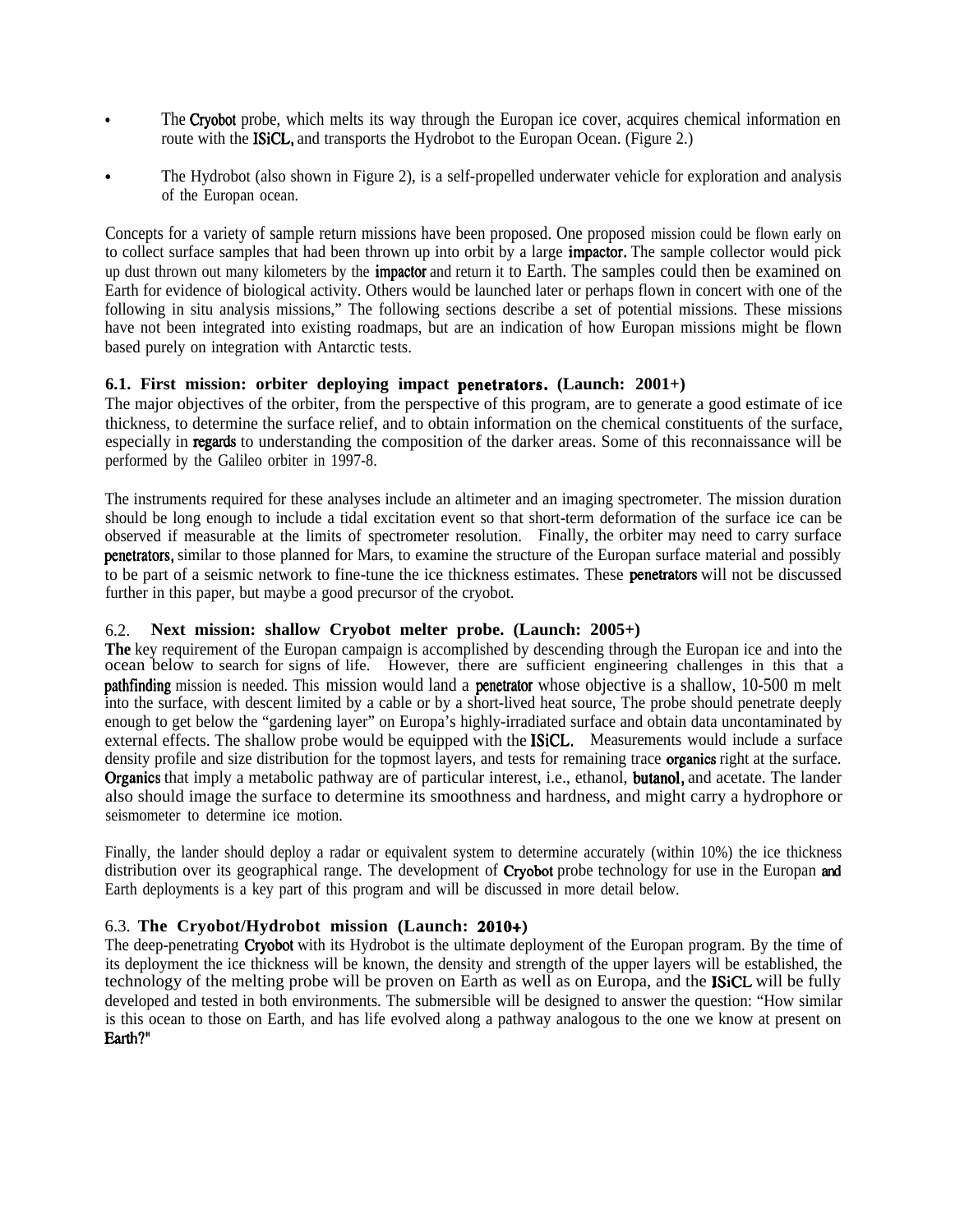- The Cryobot probe, which melts its way through the Europan ice cover, acquires chemical information en route with the ISiCL, and transports the Hydrobot to the Europan Ocean. (Figure 2.)
- The Hydrobot (also shown in Figure 2), is a self-propelled underwater vehicle for exploration and analysis of the Europan ocean.

Concepts for a variety of sample return missions have been proposed. One proposed mission could be flown early on to collect surface samples that had been thrown up into orbit by a large impactor. The sample collector would pick up dust thrown out many kilometers by the impactor and return it to Earth. The samples could then be examined on Earth for evidence of biological activity. Others would be launched later or perhaps flown in concert with one of the following in situ analysis missions," The following sections describe a set of potential missions. These missions have not been integrated into existing roadmaps, but are an indication of how Europan missions might be flown based purely on integration with Antarctic tests.

### 6.1. First mission: orbiter deploying impact penetrators. (Launch: 2001+)

The major objectives of the orbiter, from the perspective of this program, are to generate a good estimate of ice thickness, to determine the surface relief, and to obtain information on the chemical constituents of the surface, especially in regards to understanding the composition of the darker areas. Some of this reconnaissance will be performed by the Galileo orbiter in 1997-8.

The instruments required for these analyses include an altimeter and an imaging spectrometer. The mission duration should be long enough to include a tidal excitation event so that short-term deformation of the surface ice can be observed if measurable at the limits of spectrometer resolution. Finally, the orbiter may need to carry surface penetrators, similar to those planned for Mars, to examine the structure of the Europan surface material and possibly to be part of a seismic network to fine-tune the ice thickness estimates. These penetrators will not be discussed further in this paper, but maybe a good precursor of the cryobot.

### 6.2. Next mission: shallow Cryobot melter probe. (Launch: 2005+)

**The** key requirement of the Europan campaign is accomplished by descending through the Europan ice and into the ocean below to search for signs of life. However, there are sufficient engineering challenges in this that a pathfinding mission is needed. This mission would land a penetrator whose objective is a shallow, 10-500 m melt into the surface, with descent limited by a cable or by a short-lived heat source, The probe should penetrate deeply enough to get below the "gardening layer" on Europa's highly-irradiated surface and obtain data uncontaminated by external effects. The shallow probe would be equipped with the ISiCL. Measurements would include a surface density profile and size distribution for the topmost layers, and tests for remaining trace organics right at the surface. Organics that imply a metabolic pathway are of particular interest, i.e., ethanol, butanol, and acetate. The lander also should image the surface to determine its smoothness and hardness, and might carry a hydrophore or seismometer to determine ice motion.

Finally, the lander should deploy a radar or equivalent system to determine accurately (within 10%) the ice thickness distribution over its geographical range. The development of Cryobot probe technology for use in the Europan and Earth deployments is a key part of this program and will be discussed in more detail below.

### 6.3. The Cryobot/Hydrobot mission (Launch: 2010+)

The deep-penetrating Cryobot with its Hydrobot is the ultimate deployment of the Europan program. By the time of its deployment the ice thickness will be known, the density and strength of the upper layers will be established, the technology of the melting probe will be proven on Earth as well as on Europa, and the ISiCL will be fully developed and tested in both environments. The submersible will be designed to answer the question: "How similar is this ocean to those on Earth, and has life evolved along a pathway analogous to the one we know at present on Earth?"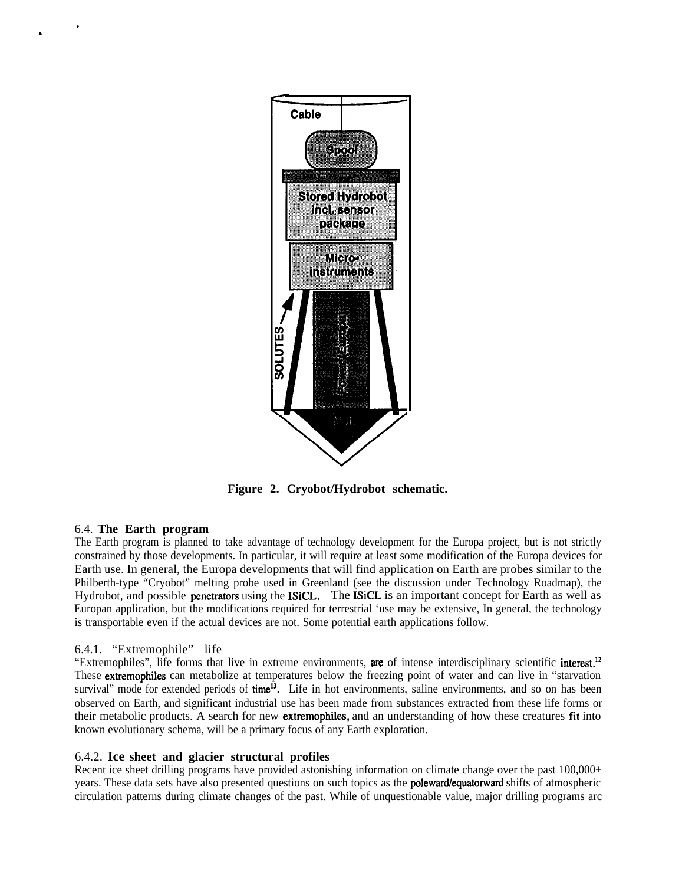Figure 2. Cryobot/Hydrobot schematic.

### 6.4. The Earth program

The Earth program is planned to take advantage of technology development for the Europa project, but is not strictly constrained by those developments. In particular, it will require at least some modification of the Europa devices for Earth use. In general, the Europa developments that will find application on Earth are probes similar to the Philberth-type "Cryobot" melting probe used in Greenland (see the discussion under Technology Roadmap), the Hydrobot, and possible penetrators using the ISiCL. The ISiCL is an important concept for Earth as well as Europan application, but the modifications required for terrestrial 'use may be extensive, In general, the technology is transportable even if the actual devices are not. Some potential earth applications follow.

#### 6.4.1. "Extremophile" life

"Extremophiles", life forms that live in extreme environments, are of intense interdisciplinary scientific interest.[12] These extremophiles can metabolize at temperatures below the freezing point of water and can live in "starvation survival" mode for extended periods of time[13]. Life in hot environments, saline environments, and so on has been observed on Earth, and significant industrial use has been made from substances extracted from these life forms or their metabolic products. A search for new extremophiles, and an understanding of how these creatures fit into known evolutionary schema, will be a primary focus of any Earth exploration.

#### 6.4.2. Ice sheet and glacier structural profiles

Recent ice sheet drilling programs have provided astonishing information on climate change over the past 100,000+ years. These data sets have also presented questions on such topics as the poleward/equatorward shifts of atmospheric circulation patterns during climate changes of the past. While of unquestionable value, major drilling programs arc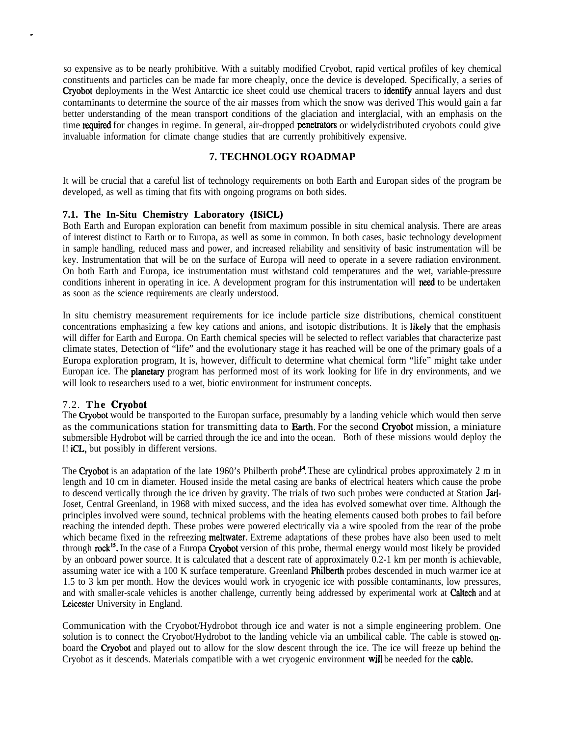so expensive as to be nearly prohibitive. With a suitably modified Cryobot, rapid vertical profiles of key chemical constituents and particles can be made far more cheaply, once the device is developed. Specifically, a series of Cryobot deployments in the West Antarctic ice sheet could use chemical tracers to identify annual layers and dust contaminants to determine the source of the air masses from which the snow was derived This would gain a far better understanding of the mean transport conditions of the glaciation and interglacial, with an emphasis on the time required for changes in regime. In general, air-dropped penetrators or widelydistributed cryobots could give invaluable information for climate change studies that are currently prohibitively expensive.

## 7. TECHNOLOGY ROADMAP

It will be crucial that a careful list of technology requirements on both Earth and Europan sides of the program be developed, as well as timing that fits with ongoing programs on both sides.

### 7.1. The In-Situ Chemistry Laboratory (ISiCL)

Both Earth and Europan exploration can benefit from maximum possible in situ chemical analysis. There are areas of interest distinct to Earth or to Europa, as well as some in common. In both cases, basic technology development in sample handling, reduced mass and power, and increased reliability and sensitivity of basic instrumentation will be key. Instrumentation that will be on the surface of Europa will need to operate in a severe radiation environment. On both Earth and Europa, ice instrumentation must withstand cold temperatures and the wet, variable-pressure conditions inherent in operating in ice. A development program for this instrumentation will need to be undertaken as soon as the science requirements are clearly understood.

In situ chemistry measurement requirements for ice include particle size distributions, chemical constituent concentrations emphasizing a few key cations and anions, and isotopic distributions. It is likely that the emphasis will differ for Earth and Europa. On Earth chemical species will be selected to reflect variables that characterize past climate states, Detection of "life" and the evolutionary stage it has reached will be one of the primary goals of a Europa exploration program, It is, however, difficult to determine what chemical form "life" might take under Europan ice. The planetary program has performed most of its work looking for life in dry environments, and we will look to researchers used to a wet, biotic environment for instrument concepts.

### 7.2. The Cryobot

The Cryobot would be transported to the Europan surface, presumably by a landing vehicle which would then serve as the communications station for transmitting data to Earth. For the second Cryobot mission, a miniature submersible Hydrobot will be carried through the ice and into the ocean. Both of these missions would deploy the I! iCL, but possibly in different versions.

The Cryobot is an adaptation of the late 1960's Philberth probe[14]. These are cylindrical probes approximately 2 m in length and 10 cm in diameter. Housed inside the metal casing are banks of electrical heaters which cause the probe to descend vertically through the ice driven by gravity. The trials of two such probes were conducted at Station Jarl-Joset, Central Greenland, in 1968 with mixed success, and the idea has evolved somewhat over time. Although the principles involved were sound, technical problems with the heating elements caused both probes to fail before reaching the intended depth. These probes were powered electrically via a wire spooled from the rear of the probe which became fixed in the refreezing meltwater. Extreme adaptations of these probes have also been used to melt through rock[15]. In the case of a Europa Cryobot version of this probe, thermal energy would most likely be provided by an onboard power source. It is calculated that a descent rate of approximately 0.2-1 km per month is achievable, assuming water ice with a 100 K surface temperature. Greenland Philberth probes descended in much warmer ice at 1.5 to 3 km per month. How the devices would work in cryogenic ice with possible contaminants, low pressures, and with smaller-scale vehicles is another challenge, currently being addressed by experimental work at Caltech and at Leicester University in England.

Communication with the Cryobot/Hydrobot through ice and water is not a simple engineering problem. One solution is to connect the Cryobot/Hydrobot to the landing vehicle via an umbilical cable. The cable is stowed on-board the Cryobot and played out to allow for the slow descent through the ice. The ice will freeze up behind the Cryobot as it descends. Materials compatible with a wet cryogenic environment will be needed for the cable.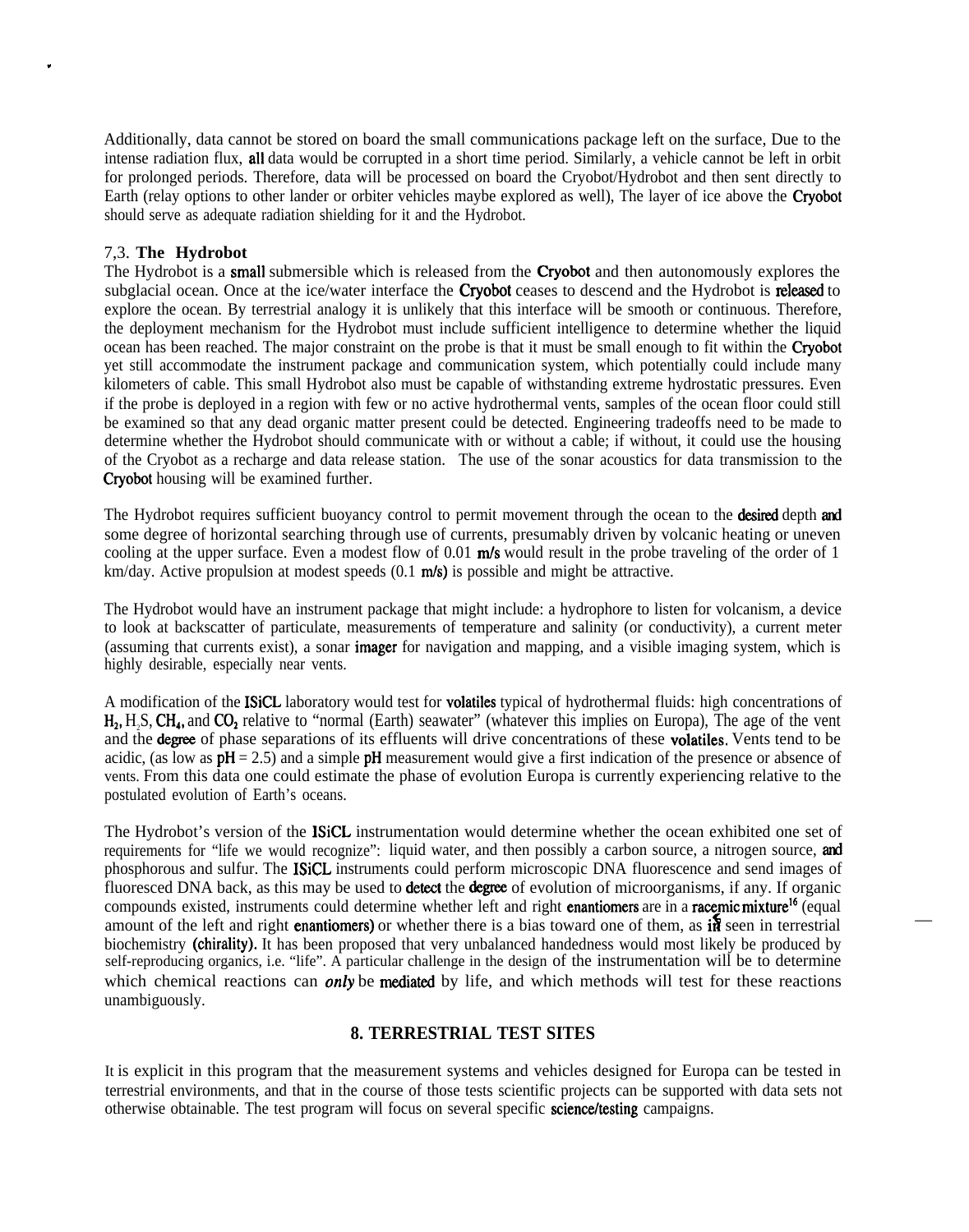Additionally, data cannot be stored on board the small communications package left on the surface, Due to the intense radiation flux, all data would be corrupted in a short time period. Similarly, a vehicle cannot be left in orbit for prolonged periods. Therefore, data will be processed on board the Cryobot/Hydrobot and then sent directly to Earth (relay options to other lander or orbiter vehicles maybe explored as well), The layer of ice above the Cryobot should serve as adequate radiation shielding for it and the Hydrobot.

### 7,3. **The Hydrobot**

The Hydrobot is a small submersible which is released from the Cryobot and then autonomously explores the subglacial ocean. Once at the ice/water interface the Cryobot ceases to descend and the Hydrobot is released to explore the ocean. By terrestrial analogy it is unlikely that this interface will be smooth or continuous. Therefore, the deployment mechanism for the Hydrobot must include sufficient intelligence to determine whether the liquid ocean has been reached. The major constraint on the probe is that it must be small enough to fit within the Cryobot yet still accommodate the instrument package and communication system, which potentially could include many kilometers of cable. This small Hydrobot also must be capable of withstanding extreme hydrostatic pressures. Even if the probe is deployed in a region with few or no active hydrothermal vents, samples of the ocean floor could still be examined so that any dead organic matter present could be detected. Engineering tradeoffs need to be made to determine whether the Hydrobot should communicate with or without a cable; if without, it could use the housing of the Cryobot as a recharge and data release station. The use of the sonar acoustics for data transmission to the Cryobot housing will be examined further.

The Hydrobot requires sufficient buoyancy control to permit movement through the ocean to the desired depth and some degree of horizontal searching through use of currents, presumably driven by volcanic heating or uneven cooling at the upper surface. Even a modest flow of 0.01 m/s would result in the probe traveling of the order of 1 km/day. Active propulsion at modest speeds (0.1 m/s) is possible and might be attractive.

The Hydrobot would have an instrument package that might include: a hydrophore to listen for volcanism, a device to look at backscatter of particulate, measurements of temperature and salinity (or conductivity), a current meter (assuming that currents exist), a sonar imager for navigation and mapping, and a visible imaging system, which is highly desirable, especially near vents.

A modification of the ISiCL laboratory would test for volatiles typical of hydrothermal fluids: high concentrations of $H_2$, $H_2S$, $CH_4$, and $CO_2$ relative to "normal (Earth) seawater" (whatever this implies on Europa), The age of the vent and the degree of phase separations of its effluents will drive concentrations of these volatiles. Vents tend to be acidic, (as low as pH = 2.5) and a simple pH measurement would give a first indication of the presence or absence of vents. From this data one could estimate the phase of evolution Europa is currently experiencing relative to the postulated evolution of Earth's oceans.

The Hydrobot's version of the ISiCL instrumentation would determine whether the ocean exhibited one set of requirements for "life we would recognize": liquid water, and then possibly a carbon source, a nitrogen source, and phosphorous and sulfur. The ISiCL instruments could perform microscopic DNA fluorescence and send images of fluoresced DNA back, as this may be used to detect the degree of evolution of microorganisms, if any. If organic compounds existed, instruments could determine whether left and right enantiomers are in a racemic mixture[16] (equal amount of the left and right enantiomers) or whether there is a bias toward one of them, as is seen in terrestrial biochemistry (chirality). It has been proposed that very unbalanced handedness would most likely be produced by self-reproducing organics, i.e. "life". A particular challenge in the design of the instrumentation will be to determine which chemical reactions can *only* be mediated by life, and which methods will test for these reactions unambiguously.

## 8. TERRESTRIAL TEST SITES

It is explicit in this program that the measurement systems and vehicles designed for Europa can be tested in terrestrial environments, and that in the course of those tests scientific projects can be supported with data sets not otherwise obtainable. The test program will focus on several specific science/testing campaigns.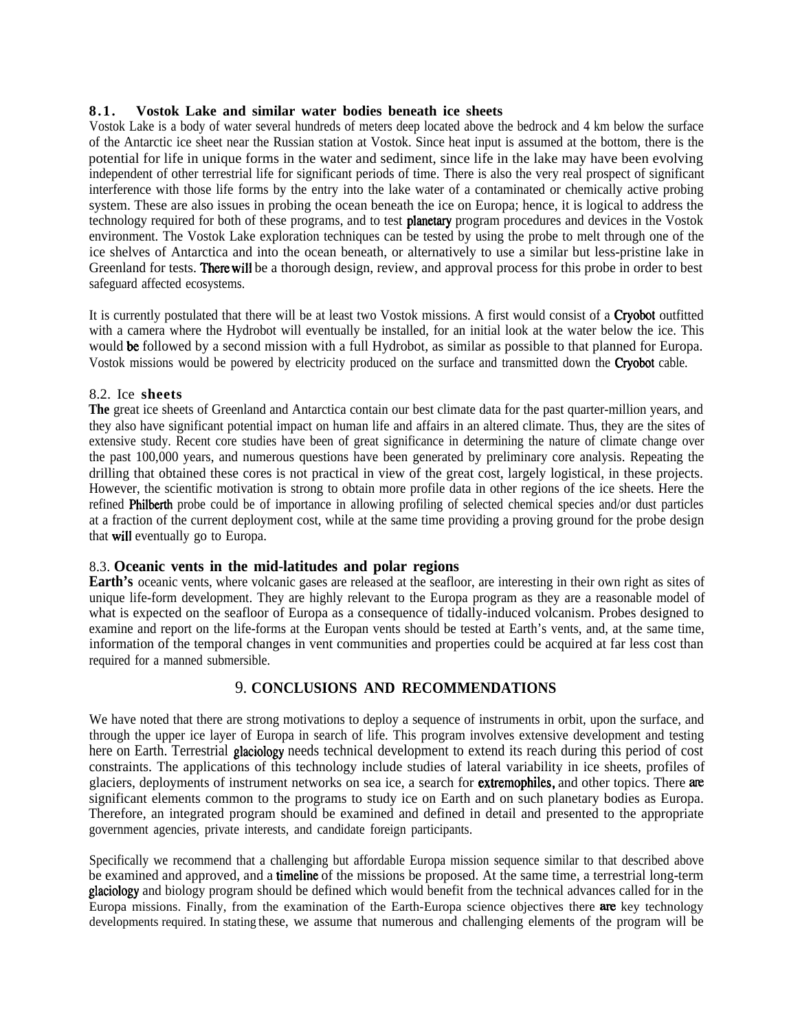### 8.1. Vostok Lake and similar water bodies beneath ice sheets

Vostok Lake is a body of water several hundreds of meters deep located above the bedrock and 4 km below the surface of the Antarctic ice sheet near the Russian station at Vostok. Since heat input is assumed at the bottom, there is the potential for life in unique forms in the water and sediment, since life in the lake may have been evolving independent of other terrestrial life for significant periods of time. There is also the very real prospect of significant interference with those life forms by the entry into the lake water of a contaminated or chemically active probing system. These are also issues in probing the ocean beneath the ice on Europa; hence, it is logical to address the technology required for both of these programs, and to test planetary program procedures and devices in the Vostok environment. The Vostok Lake exploration techniques can be tested by using the probe to melt through one of the ice shelves of Antarctica and into the ocean beneath, or alternatively to use a similar but less-pristine lake in Greenland for tests. There will be a thorough design, review, and approval process for this probe in order to best safeguard affected ecosystems.

It is currently postulated that there will be at least two Vostok missions. A first would consist of a Cryobot outfitted with a camera where the Hydrobot will eventually be installed, for an initial look at the water below the ice. This would be followed by a second mission with a full Hydrobot, as similar as possible to that planned for Europa. Vostok missions would be powered by electricity produced on the surface and transmitted down the Cryobot cable.

### 8.2. Ice sheets

The great ice sheets of Greenland and Antarctica contain our best climate data for the past quarter-million years, and they also have significant potential impact on human life and affairs in an altered climate. Thus, they are the sites of extensive study. Recent core studies have been of great significance in determining the nature of climate change over the past 100,000 years, and numerous questions have been generated by preliminary core analysis. Repeating the drilling that obtained these cores is not practical in view of the great cost, largely logistical, in these projects. However, the scientific motivation is strong to obtain more profile data in other regions of the ice sheets. Here the refined Philberth probe could be of importance in allowing profiling of selected chemical species and/or dust particles at a fraction of the current deployment cost, while at the same time providing a proving ground for the probe design that will eventually go to Europa.

### 8.3. Oceanic vents in the mid-latitudes and polar regions

**Earth's** oceanic vents, where volcanic gases are released at the seafloor, are interesting in their own right as sites of unique life-form development. They are highly relevant to the Europa program as they are a reasonable model of what is expected on the seafloor of Europa as a consequence of tidally-induced volcanism. Probes designed to examine and report on the life-forms at the Europan vents should be tested at Earth's vents, and, at the same time, information of the temporal changes in vent communities and properties could be acquired at far less cost than required for a manned submersible.

## 9. CONCLUSIONS AND RECOMMENDATIONS

We have noted that there are strong motivations to deploy a sequence of instruments in orbit, upon the surface, and through the upper ice layer of Europa in search of life. This program involves extensive development and testing here on Earth. Terrestrial glaciology needs technical development to extend its reach during this period of cost constraints. The applications of this technology include studies of lateral variability in ice sheets, profiles of glaciers, deployments of instrument networks on sea ice, a search for extremophiles, and other topics. There are significant elements common to the programs to study ice on Earth and on such planetary bodies as Europa. Therefore, an integrated program should be examined and defined in detail and presented to the appropriate government agencies, private interests, and candidate foreign participants.

Specifically we recommend that a challenging but affordable Europa mission sequence similar to that described above be examined and approved, and a timeline of the missions be proposed. At the same time, a terrestrial long-term glaciology and biology program should be defined which would benefit from the technical advances called for in the Europa missions. Finally, from the examination of the Earth-Europa science objectives there are key technology developments required. In stating these, we assume that numerous and challenging elements of the program will be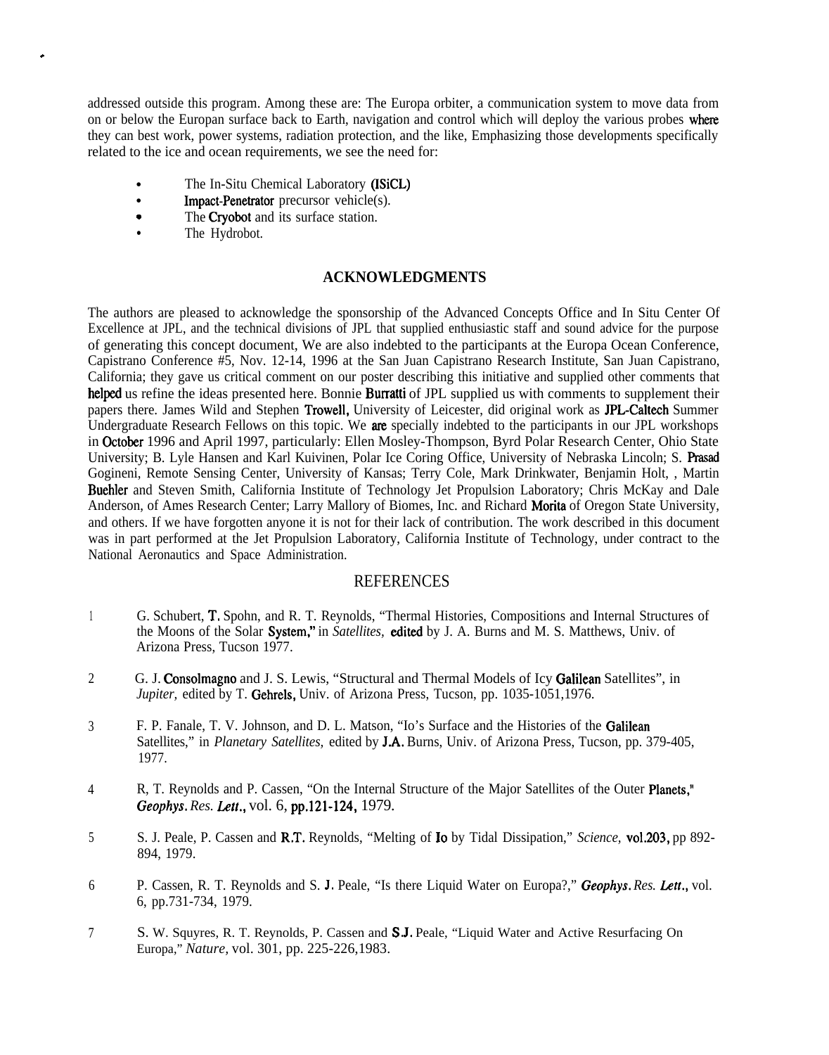addressed outside this program. Among these are: The Europa orbiter, a communication system to move data from on or below the Europan surface back to Earth, navigation and control which will deploy the various probes where they can best work, power systems, radiation protection, and the like, Emphasizing those developments specifically related to the ice and ocean requirements, we see the need for:

- The In-Situ Chemical Laboratory (ISiCL)
- Impact-Penetrator precursor vehicle(s).
- The Cryobot and its surface station.
- The Hydrobot.

## ACKNOWLEDGMENTS

The authors are pleased to acknowledge the sponsorship of the Advanced Concepts Office and In Situ Center Of Excellence at JPL, and the technical divisions of JPL that supplied enthusiastic staff and sound advice for the purpose of generating this concept document, We are also indebted to the participants at the Europa Ocean Conference, Capistrano Conference #5, Nov. 12-14, 1996 at the San Juan Capistrano Research Institute, San Juan Capistrano, California; they gave us critical comment on our poster describing this initiative and supplied other comments that helped us refine the ideas presented here. Bonnie Burratti of JPL supplied us with comments to supplement their papers there. James Wild and Stephen Trowell, University of Leicester, did original work as JPL-Caltech Summer Undergraduate Research Fellows on this topic. We are specially indebted to the participants in our JPL workshops in October 1996 and April 1997, particularly: Ellen Mosley-Thompson, Byrd Polar Research Center, Ohio State University; B. Lyle Hansen and Karl Kuivinen, Polar Ice Coring Office, University of Nebraska Lincoln; S. Prasad Gogineni, Remote Sensing Center, University of Kansas; Terry Cole, Mark Drinkwater, Benjamin Holt, , Martin Buehler and Steven Smith, California Institute of Technology Jet Propulsion Laboratory; Chris McKay and Dale Anderson, of Ames Research Center; Larry Mallory of Biomes, Inc. and Richard Morita of Oregon State University, and others. If we have forgotten anyone it is not for their lack of contribution. The work described in this document was in part performed at the Jet Propulsion Laboratory, California Institute of Technology, under contract to the National Aeronautics and Space Administration.

## REFERENCES

1 G. Schubert, T. Spohn, and R. T. Reynolds, "Thermal Histories, Compositions and Internal Structures of the Moons of the Solar System," in *Satellites*, edited by J. A. Burns and M. S. Matthews, Univ. of Arizona Press, Tucson 1977.

2 G. J. Consolmagno and J. S. Lewis, "Structural and Thermal Models of Icy Galilean Satellites", in *Jupiter*, edited by T. Gehrels, Univ. of Arizona Press, Tucson, pp. 1035-1051,1976.

3 F. P. Fanale, T. V. Johnson, and D. L. Matson, "Io's Surface and the Histories of the Galilean Satellites," in *Planetary Satellites*, edited by J.A. Burns, Univ. of Arizona Press, Tucson, pp. 379-405, 1977.

4 R, T. Reynolds and P. Cassen, "On the Internal Structure of the Major Satellites of the Outer Planets," *Geophys. Res. Lett.*, vol. 6, pp.121-124, 1979.

5 S. J. Peale, P. Cassen and R.T. Reynolds, "Melting of Io by Tidal Dissipation," *Science*, vol.203, pp 892-894, 1979.

6 P. Cassen, R. T. Reynolds and S. J. Peale, "Is there Liquid Water on Europa?," *Geophys. Res. Lett.*, vol. 6, pp.731-734, 1979.

7 S. W. Squyres, R. T. Reynolds, P. Cassen and S.J. Peale, "Liquid Water and Active Resurfacing On Europa," *Nature*, vol. 301, pp. 225-226,1983.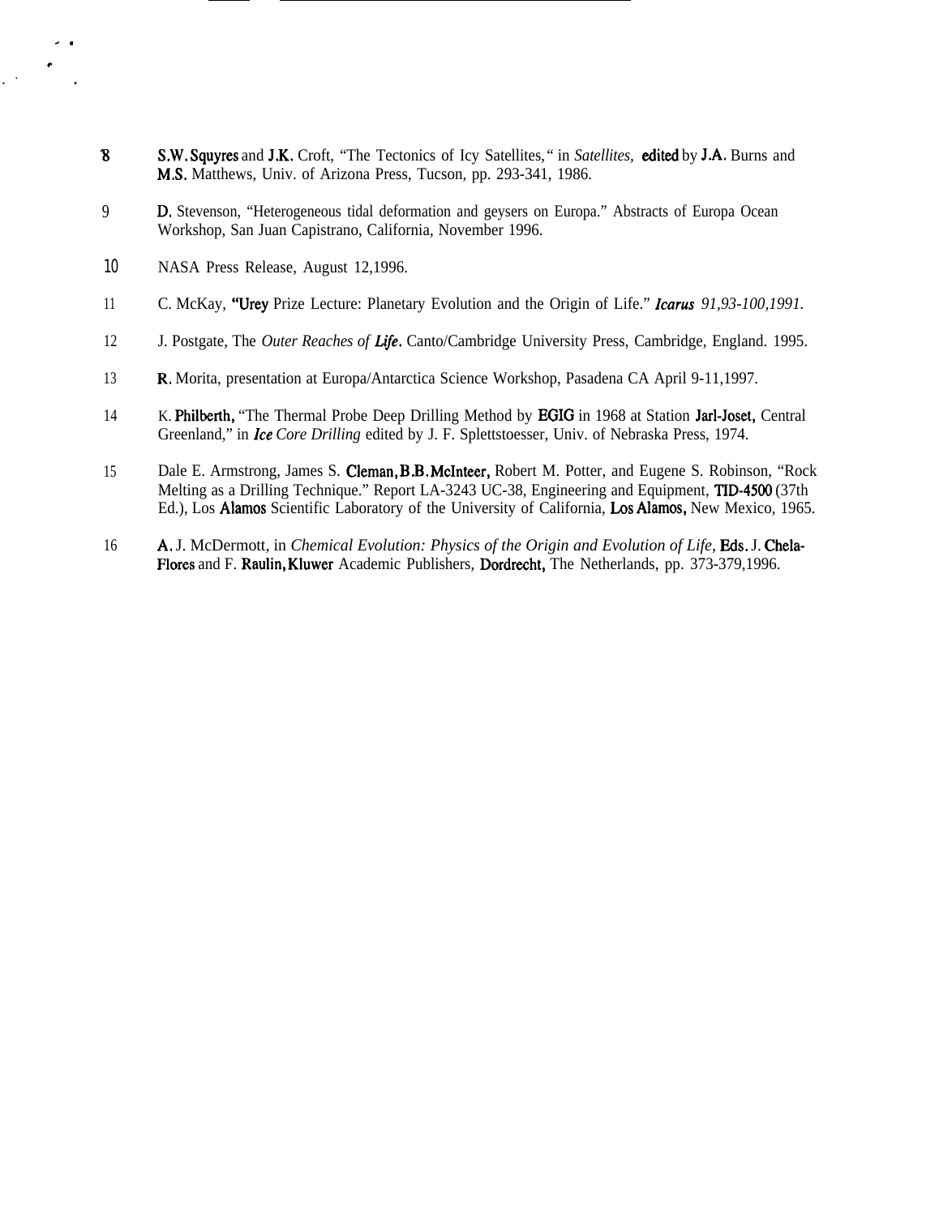8. S.W. Squyres and J.K. Croft, "The Tectonics of Icy Satellites," in *Satellites*, edited by J.A. Burns and M.S. Matthews, Univ. of Arizona Press, Tucson, pp. 293-341, 1986.

9. D. Stevenson, "Heterogeneous tidal deformation and geysers on Europa." Abstracts of Europa Ocean Workshop, San Juan Capistrano, California, November 1996.

10. NASA Press Release, August 12,1996.

11. C. McKay, "Urey Prize Lecture: Planetary Evolution and the Origin of Life." *Icarus 91,93-100,1991.*

12. J. Postgate, The *Outer Reaches of Life*. Canto/Cambridge University Press, Cambridge, England. 1995.

13. R. Morita, presentation at Europa/Antarctica Science Workshop, Pasadena CA April 9-11,1997.

14. K. Philberth, "The Thermal Probe Deep Drilling Method by EGIG in 1968 at Station Jarl-Joset, Central Greenland," in *Ice Core Drilling* edited by J. F. Splettstoesser, Univ. of Nebraska Press, 1974.

15. Dale E. Armstrong, James S. Cleman, B.B. McInteer, Robert M. Potter, and Eugene S. Robinson, "Rock Melting as a Drilling Technique." Report LA-3243 UC-38, Engineering and Equipment, TID-4500 (37th Ed.), Los Alamos Scientific Laboratory of the University of California, Los Alamos, New Mexico, 1965.

16. A. J. McDermott, in *Chemical Evolution: Physics of the Origin and Evolution of Life*, Eds. J. Chela-Flores and F. Raulin, Kluwer Academic Publishers, Dordrecht, The Netherlands, pp. 373-379,1996.